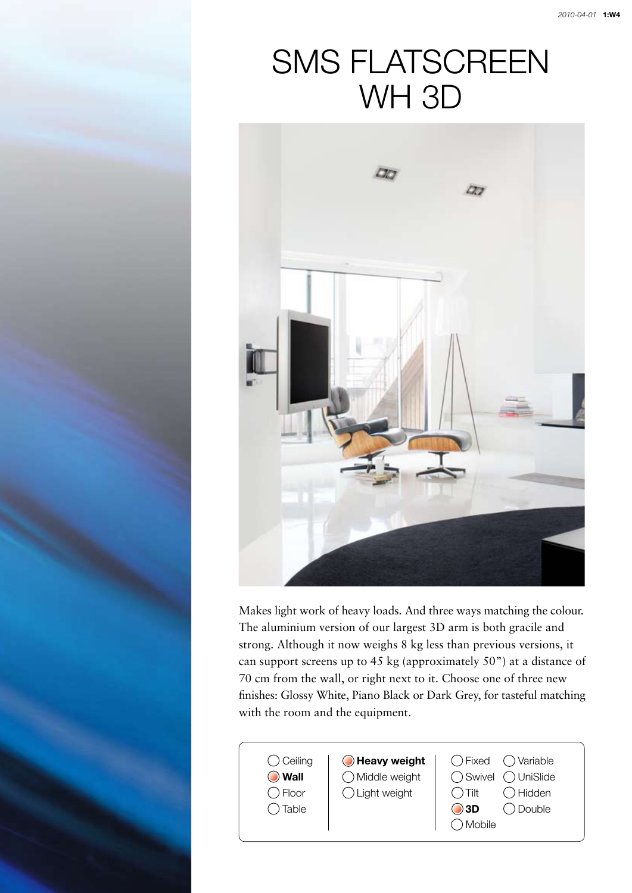# SMS FLATSCREEN WH 3D

Makes light work of heavy loads. And three ways matching the colour. The aluminium version of our largest 3D arm is both gracile and strong. Although it now weighs 8 kg less than previous versions, it can support screens up to 45 kg (approximately 50") at a distance of 70 cm from the wall, or right next to it. Choose one of three new finishes: Glossy White, Piano Black or Dark Grey, for tasteful matching with the room and the equipment.

- ○ Ceiling
- ● **Wall**
- ○ Floor
- ○ Table

- ● **Heavy weight**
- ○ Middle weight
- ○ Light weight

- ○ Fixed
- ○ Swivel
- ○ Tilt
- ● **3D**
- ○ Mobile
- ○ Variable
- ○ UniSlide
- ○ Hidden
- ○ Double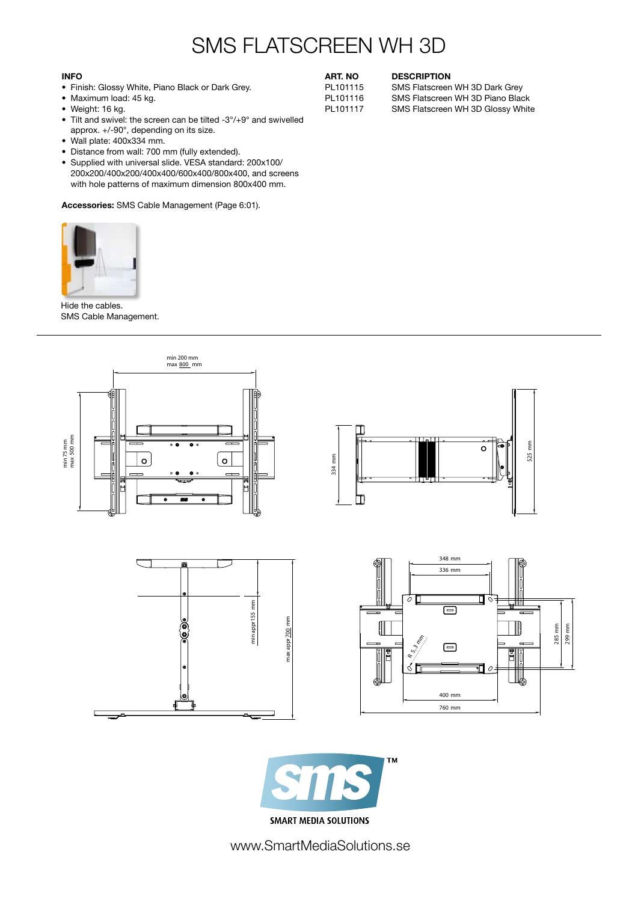# SMS FLATSCREEN WH 3D

**INFO**

- Finish: Glossy White, Piano Black or Dark Grey.
- Maximum load: 45 kg.
- Weight: 16 kg.
- Tilt and swivel: the screen can be tilted -3°/+9° and swivelled approx. +/-90°, depending on its size.
- Wall plate: 400x334 mm.
- Distance from wall: 700 mm (fully extended).
- Supplied with universal slide. VESA standard: 200x100/ 200x200/400x200/400x400/600x400/800x400, and screens with hole patterns of maximum dimension 800x400 mm.

**Accessories:** SMS Cable Management (Page 6:01).

| ART. NO | DESCRIPTION |
|---|---|
| PL101115 | SMS Flatscreen WH 3D Dark Grey |
| PL101116 | SMS Flatscreen WH 3D Piano Black |
| PL101117 | SMS Flatscreen WH 3D Glossy White |

Hide the cables.
SMS Cable Management.

min 200 mm
max 800 mm
min 75 mm
max 500 mm

334 mm
525 mm

min appr 155 mm
max appr 700 mm

348 mm
336 mm
R 5,3 mm
285 mm
299 mm
400 mm
760 mm

SMART MEDIA SOLUTIONS

www.SmartMediaSolutions.se